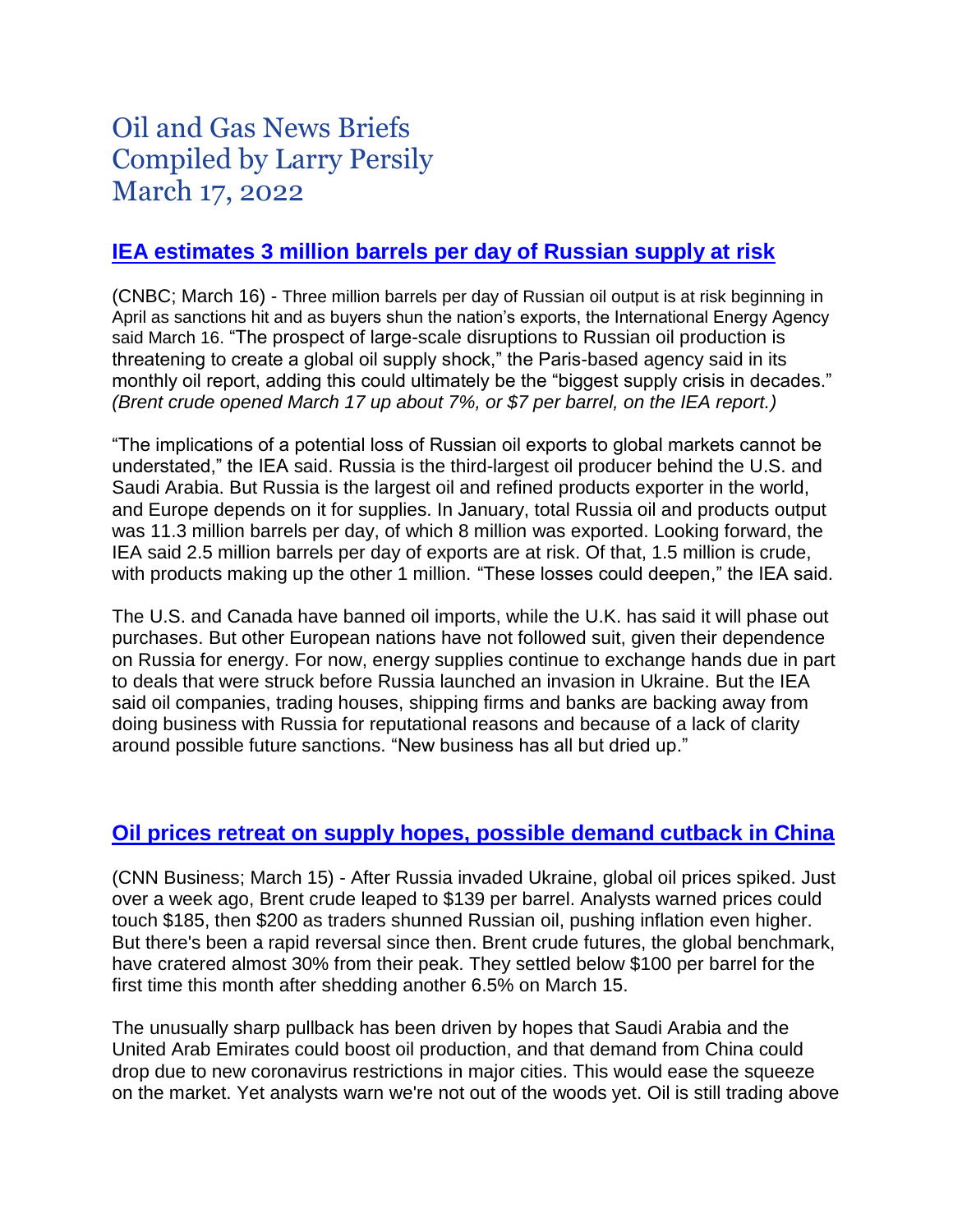# Oil and Gas News Briefs
# Compiled by Larry Persily
# March 17, 2022

## IEA estimates 3 million barrels per day of Russian supply at risk

(CNBC; March 16) - Three million barrels per day of Russian oil output is at risk beginning in April as sanctions hit and as buyers shun the nation's exports, the International Energy Agency said March 16. "The prospect of large-scale disruptions to Russian oil production is threatening to create a global oil supply shock," the Paris-based agency said in its monthly oil report, adding this could ultimately be the "biggest supply crisis in decades." *(Brent crude opened March 17 up about 7%, or $7 per barrel, on the IEA report.)*

"The implications of a potential loss of Russian oil exports to global markets cannot be understated," the IEA said. Russia is the third-largest oil producer behind the U.S. and Saudi Arabia. But Russia is the largest oil and refined products exporter in the world, and Europe depends on it for supplies. In January, total Russia oil and products output was 11.3 million barrels per day, of which 8 million was exported. Looking forward, the IEA said 2.5 million barrels per day of exports are at risk. Of that, 1.5 million is crude, with products making up the other 1 million. "These losses could deepen," the IEA said.

The U.S. and Canada have banned oil imports, while the U.K. has said it will phase out purchases. But other European nations have not followed suit, given their dependence on Russia for energy. For now, energy supplies continue to exchange hands due in part to deals that were struck before Russia launched an invasion in Ukraine. But the IEA said oil companies, trading houses, shipping firms and banks are backing away from doing business with Russia for reputational reasons and because of a lack of clarity around possible future sanctions. "New business has all but dried up."

## Oil prices retreat on supply hopes, possible demand cutback in China

(CNN Business; March 15) - After Russia invaded Ukraine, global oil prices spiked. Just over a week ago, Brent crude leaped to $139 per barrel. Analysts warned prices could touch $185, then $200 as traders shunned Russian oil, pushing inflation even higher. But there's been a rapid reversal since then. Brent crude futures, the global benchmark, have cratered almost 30% from their peak. They settled below $100 per barrel for the first time this month after shedding another 6.5% on March 15.

The unusually sharp pullback has been driven by hopes that Saudi Arabia and the United Arab Emirates could boost oil production, and that demand from China could drop due to new coronavirus restrictions in major cities. This would ease the squeeze on the market. Yet analysts warn we're not out of the woods yet. Oil is still trading above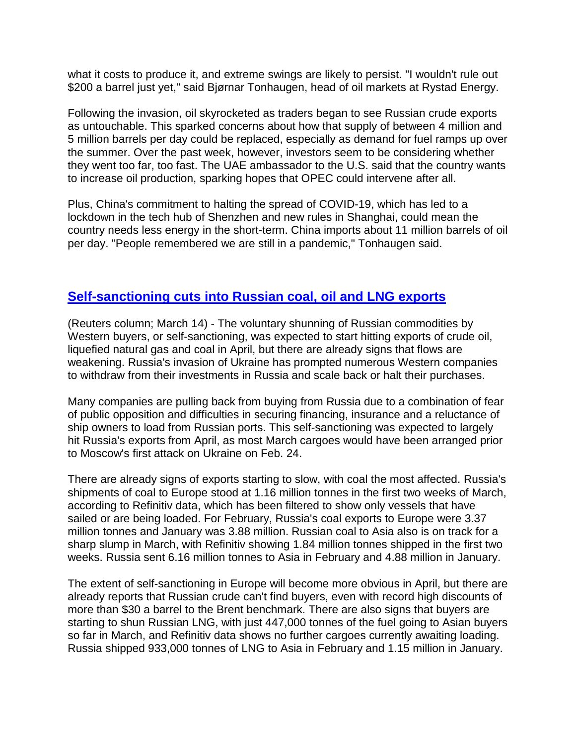what it costs to produce it, and extreme swings are likely to persist. "I wouldn't rule out $200 a barrel just yet," said Bjørnar Tonhaugen, head of oil markets at Rystad Energy.

Following the invasion, oil skyrocketed as traders began to see Russian crude exports as untouchable. This sparked concerns about how that supply of between 4 million and 5 million barrels per day could be replaced, especially as demand for fuel ramps up over the summer. Over the past week, however, investors seem to be considering whether they went too far, too fast. The UAE ambassador to the U.S. said that the country wants to increase oil production, sparking hopes that OPEC could intervene after all.

Plus, China's commitment to halting the spread of COVID-19, which has led to a lockdown in the tech hub of Shenzhen and new rules in Shanghai, could mean the country needs less energy in the short-term. China imports about 11 million barrels of oil per day. "People remembered we are still in a pandemic," Tonhaugen said.

## Self-sanctioning cuts into Russian coal, oil and LNG exports

(Reuters column; March 14) - The voluntary shunning of Russian commodities by Western buyers, or self-sanctioning, was expected to start hitting exports of crude oil, liquefied natural gas and coal in April, but there are already signs that flows are weakening. Russia's invasion of Ukraine has prompted numerous Western companies to withdraw from their investments in Russia and scale back or halt their purchases.

Many companies are pulling back from buying from Russia due to a combination of fear of public opposition and difficulties in securing financing, insurance and a reluctance of ship owners to load from Russian ports. This self-sanctioning was expected to largely hit Russia's exports from April, as most March cargoes would have been arranged prior to Moscow's first attack on Ukraine on Feb. 24.

There are already signs of exports starting to slow, with coal the most affected. Russia's shipments of coal to Europe stood at 1.16 million tonnes in the first two weeks of March, according to Refinitiv data, which has been filtered to show only vessels that have sailed or are being loaded. For February, Russia's coal exports to Europe were 3.37 million tonnes and January was 3.88 million. Russian coal to Asia also is on track for a sharp slump in March, with Refinitiv showing 1.84 million tonnes shipped in the first two weeks. Russia sent 6.16 million tonnes to Asia in February and 4.88 million in January.

The extent of self-sanctioning in Europe will become more obvious in April, but there are already reports that Russian crude can't find buyers, even with record high discounts of more than $30 a barrel to the Brent benchmark. There are also signs that buyers are starting to shun Russian LNG, with just 447,000 tonnes of the fuel going to Asian buyers so far in March, and Refinitiv data shows no further cargoes currently awaiting loading. Russia shipped 933,000 tonnes of LNG to Asia in February and 1.15 million in January.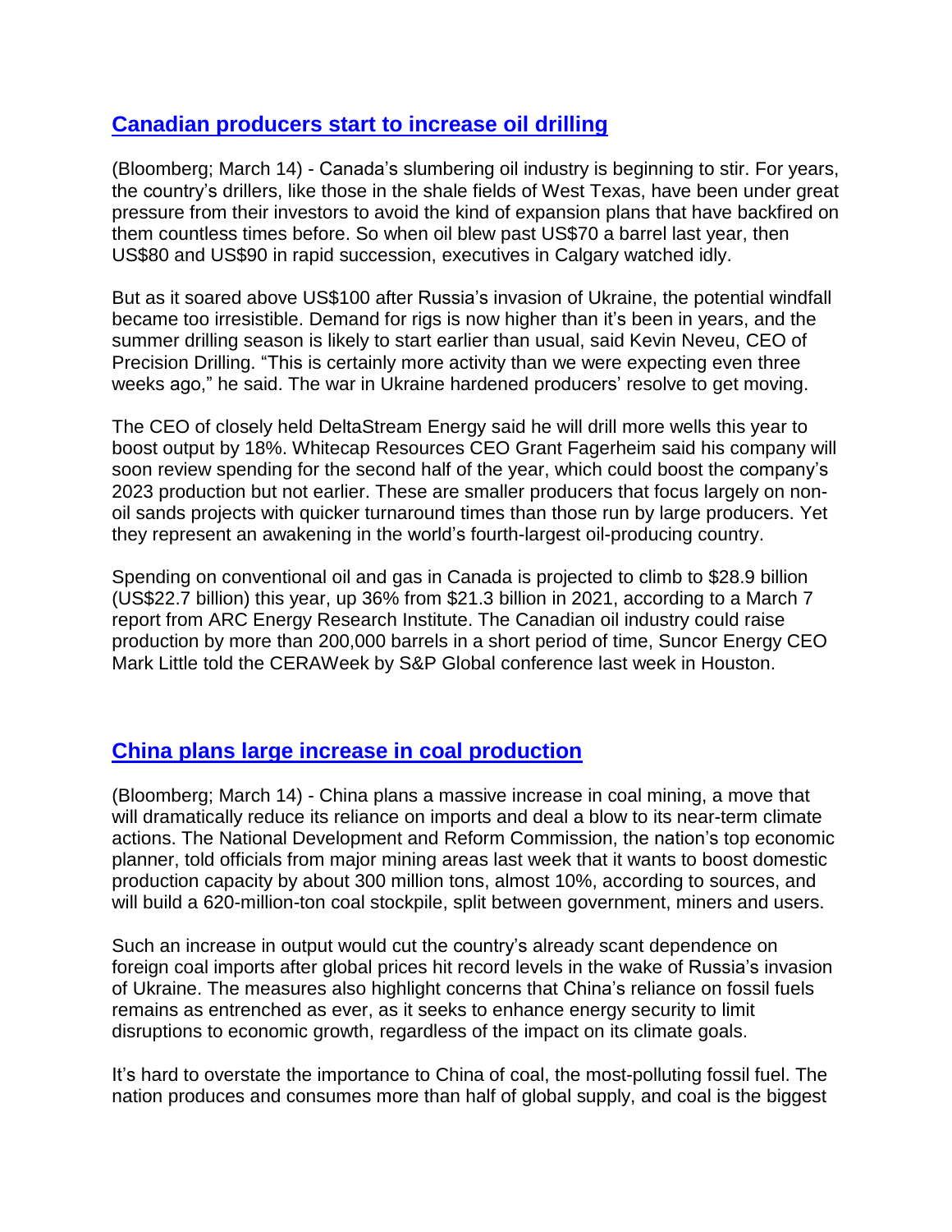## Canadian producers start to increase oil drilling

(Bloomberg; March 14) - Canada's slumbering oil industry is beginning to stir. For years, the country's drillers, like those in the shale fields of West Texas, have been under great pressure from their investors to avoid the kind of expansion plans that have backfired on them countless times before. So when oil blew past US$70 a barrel last year, then US$80 and US$90 in rapid succession, executives in Calgary watched idly.

But as it soared above US$100 after Russia's invasion of Ukraine, the potential windfall became too irresistible. Demand for rigs is now higher than it's been in years, and the summer drilling season is likely to start earlier than usual, said Kevin Neveu, CEO of Precision Drilling. "This is certainly more activity than we were expecting even three weeks ago," he said. The war in Ukraine hardened producers' resolve to get moving.

The CEO of closely held DeltaStream Energy said he will drill more wells this year to boost output by 18%. Whitecap Resources CEO Grant Fagerheim said his company will soon review spending for the second half of the year, which could boost the company's 2023 production but not earlier. These are smaller producers that focus largely on non-oil sands projects with quicker turnaround times than those run by large producers. Yet they represent an awakening in the world's fourth-largest oil-producing country.

Spending on conventional oil and gas in Canada is projected to climb to $28.9 billion (US$22.7 billion) this year, up 36% from $21.3 billion in 2021, according to a March 7 report from ARC Energy Research Institute. The Canadian oil industry could raise production by more than 200,000 barrels in a short period of time, Suncor Energy CEO Mark Little told the CERAWeek by S&P Global conference last week in Houston.

## China plans large increase in coal production

(Bloomberg; March 14) - China plans a massive increase in coal mining, a move that will dramatically reduce its reliance on imports and deal a blow to its near-term climate actions. The National Development and Reform Commission, the nation's top economic planner, told officials from major mining areas last week that it wants to boost domestic production capacity by about 300 million tons, almost 10%, according to sources, and will build a 620-million-ton coal stockpile, split between government, miners and users.

Such an increase in output would cut the country's already scant dependence on foreign coal imports after global prices hit record levels in the wake of Russia's invasion of Ukraine. The measures also highlight concerns that China's reliance on fossil fuels remains as entrenched as ever, as it seeks to enhance energy security to limit disruptions to economic growth, regardless of the impact on its climate goals.

It's hard to overstate the importance to China of coal, the most-polluting fossil fuel. The nation produces and consumes more than half of global supply, and coal is the biggest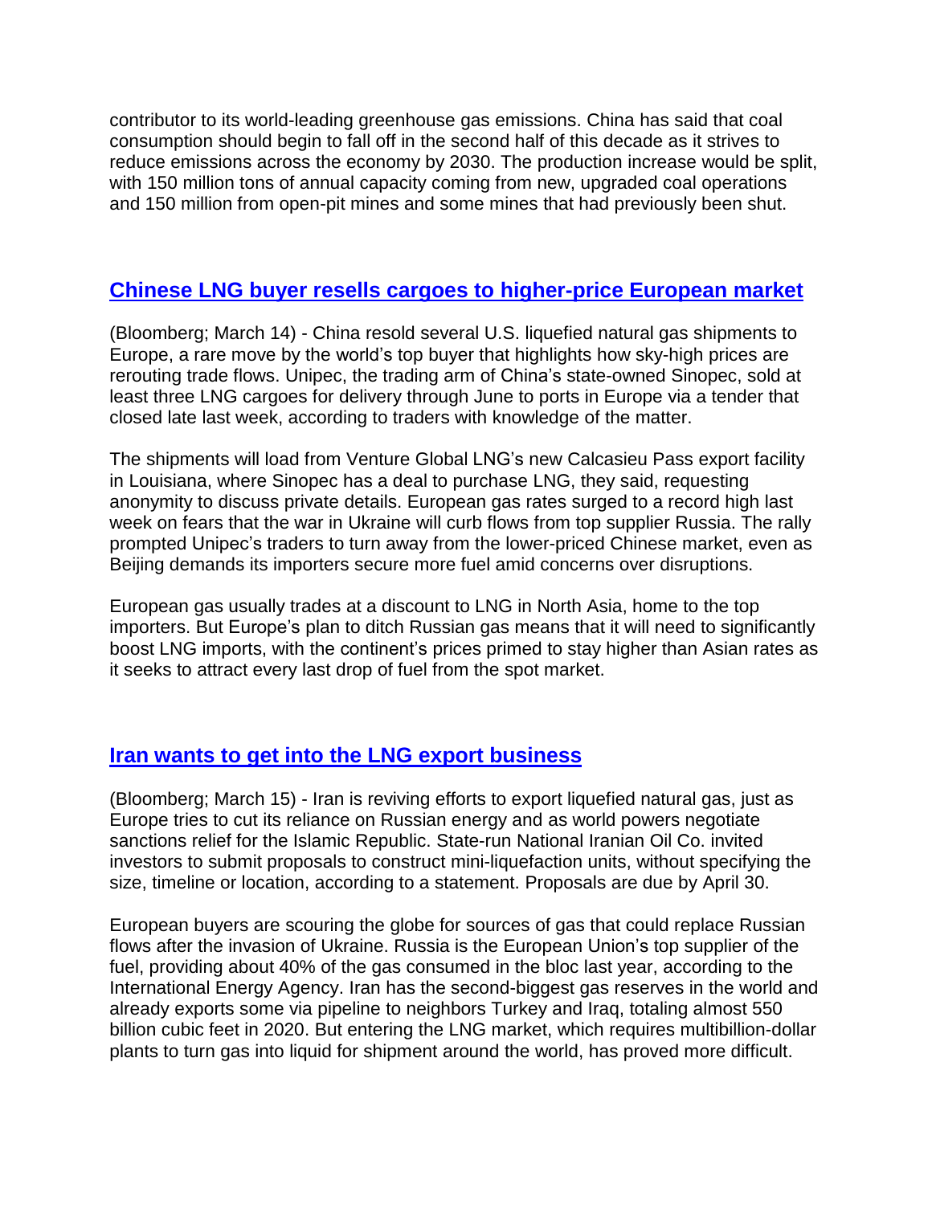contributor to its world-leading greenhouse gas emissions. China has said that coal consumption should begin to fall off in the second half of this decade as it strives to reduce emissions across the economy by 2030. The production increase would be split, with 150 million tons of annual capacity coming from new, upgraded coal operations and 150 million from open-pit mines and some mines that had previously been shut.

## Chinese LNG buyer resells cargoes to higher-price European market

(Bloomberg; March 14) - China resold several U.S. liquefied natural gas shipments to Europe, a rare move by the world's top buyer that highlights how sky-high prices are rerouting trade flows. Unipec, the trading arm of China's state-owned Sinopec, sold at least three LNG cargoes for delivery through June to ports in Europe via a tender that closed late last week, according to traders with knowledge of the matter.

The shipments will load from Venture Global LNG's new Calcasieu Pass export facility in Louisiana, where Sinopec has a deal to purchase LNG, they said, requesting anonymity to discuss private details. European gas rates surged to a record high last week on fears that the war in Ukraine will curb flows from top supplier Russia. The rally prompted Unipec's traders to turn away from the lower-priced Chinese market, even as Beijing demands its importers secure more fuel amid concerns over disruptions.

European gas usually trades at a discount to LNG in North Asia, home to the top importers. But Europe's plan to ditch Russian gas means that it will need to significantly boost LNG imports, with the continent's prices primed to stay higher than Asian rates as it seeks to attract every last drop of fuel from the spot market.

## Iran wants to get into the LNG export business

(Bloomberg; March 15) - Iran is reviving efforts to export liquefied natural gas, just as Europe tries to cut its reliance on Russian energy and as world powers negotiate sanctions relief for the Islamic Republic. State-run National Iranian Oil Co. invited investors to submit proposals to construct mini-liquefaction units, without specifying the size, timeline or location, according to a statement. Proposals are due by April 30.

European buyers are scouring the globe for sources of gas that could replace Russian flows after the invasion of Ukraine. Russia is the European Union's top supplier of the fuel, providing about 40% of the gas consumed in the bloc last year, according to the International Energy Agency. Iran has the second-biggest gas reserves in the world and already exports some via pipeline to neighbors Turkey and Iraq, totaling almost 550 billion cubic feet in 2020. But entering the LNG market, which requires multibillion-dollar plants to turn gas into liquid for shipment around the world, has proved more difficult.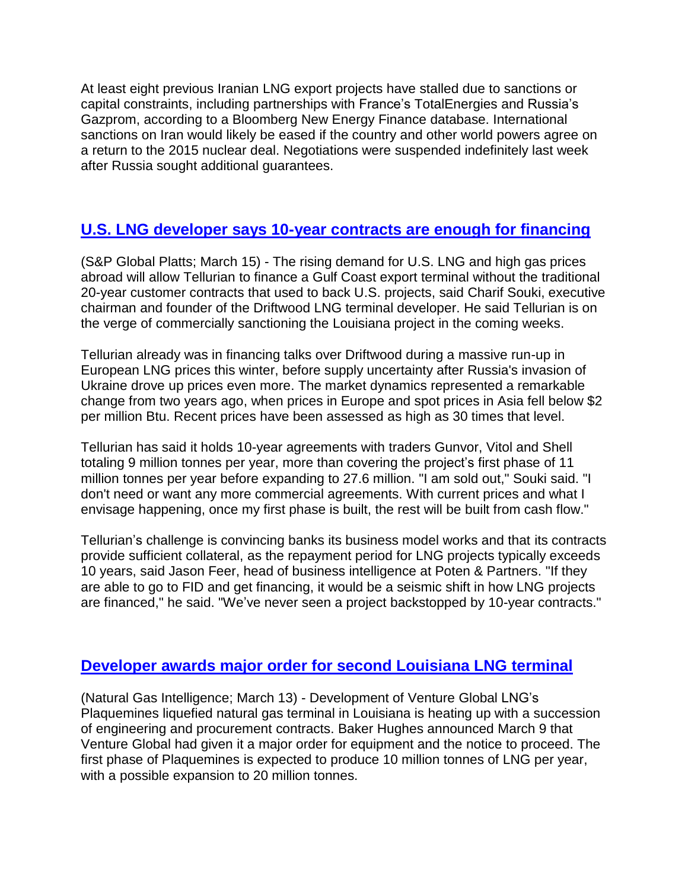At least eight previous Iranian LNG export projects have stalled due to sanctions or capital constraints, including partnerships with France's TotalEnergies and Russia's Gazprom, according to a Bloomberg New Energy Finance database. International sanctions on Iran would likely be eased if the country and other world powers agree on a return to the 2015 nuclear deal. Negotiations were suspended indefinitely last week after Russia sought additional guarantees.

## U.S. LNG developer says 10-year contracts are enough for financing

(S&P Global Platts; March 15) - The rising demand for U.S. LNG and high gas prices abroad will allow Tellurian to finance a Gulf Coast export terminal without the traditional 20-year customer contracts that used to back U.S. projects, said Charif Souki, executive chairman and founder of the Driftwood LNG terminal developer. He said Tellurian is on the verge of commercially sanctioning the Louisiana project in the coming weeks.

Tellurian already was in financing talks over Driftwood during a massive run-up in European LNG prices this winter, before supply uncertainty after Russia's invasion of Ukraine drove up prices even more. The market dynamics represented a remarkable change from two years ago, when prices in Europe and spot prices in Asia fell below $2 per million Btu. Recent prices have been assessed as high as 30 times that level.

Tellurian has said it holds 10-year agreements with traders Gunvor, Vitol and Shell totaling 9 million tonnes per year, more than covering the project's first phase of 11 million tonnes per year before expanding to 27.6 million. "I am sold out," Souki said. "I don't need or want any more commercial agreements. With current prices and what I envisage happening, once my first phase is built, the rest will be built from cash flow."

Tellurian's challenge is convincing banks its business model works and that its contracts provide sufficient collateral, as the repayment period for LNG projects typically exceeds 10 years, said Jason Feer, head of business intelligence at Poten & Partners. "If they are able to go to FID and get financing, it would be a seismic shift in how LNG projects are financed," he said. "We've never seen a project backstopped by 10-year contracts."

## Developer awards major order for second Louisiana LNG terminal

(Natural Gas Intelligence; March 13) - Development of Venture Global LNG's Plaquemines liquefied natural gas terminal in Louisiana is heating up with a succession of engineering and procurement contracts. Baker Hughes announced March 9 that Venture Global had given it a major order for equipment and the notice to proceed. The first phase of Plaquemines is expected to produce 10 million tonnes of LNG per year, with a possible expansion to 20 million tonnes.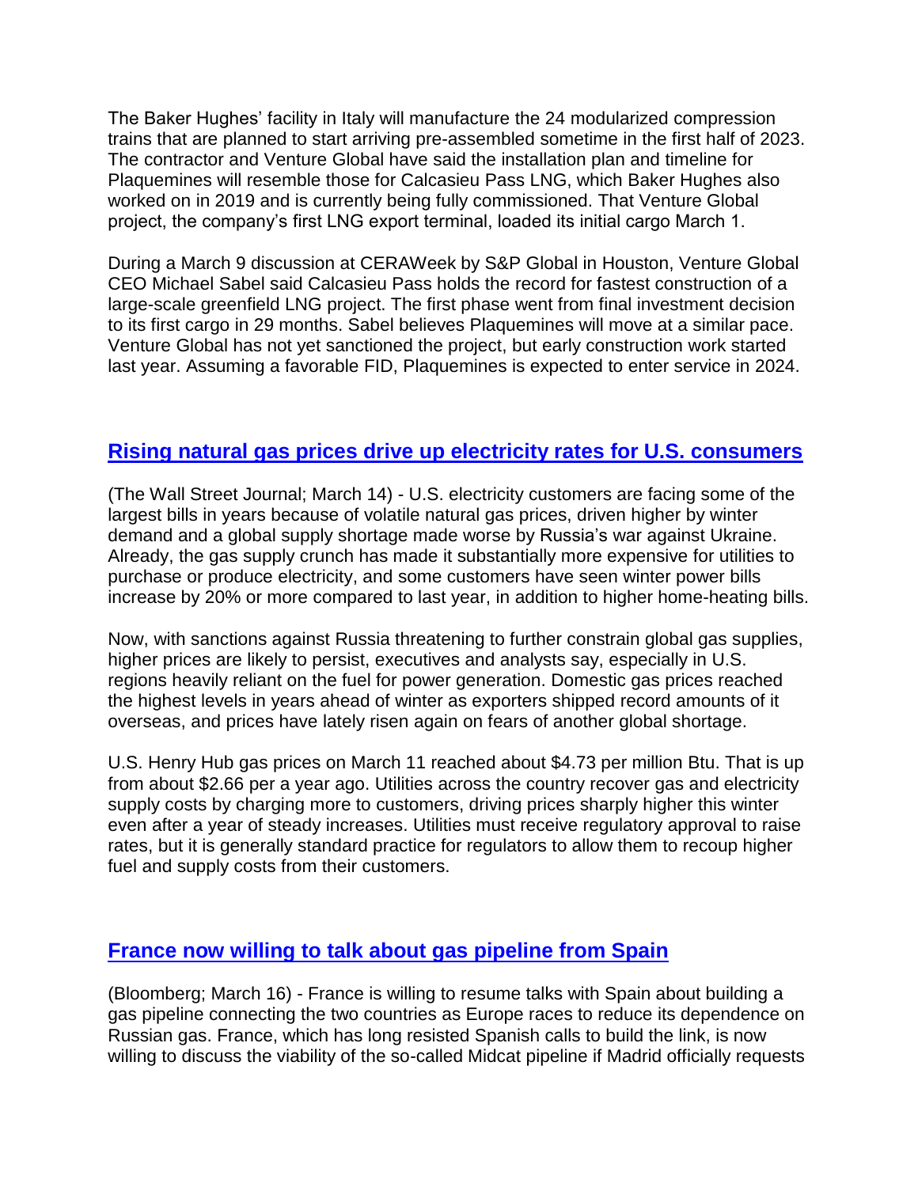The Baker Hughes' facility in Italy will manufacture the 24 modularized compression trains that are planned to start arriving pre-assembled sometime in the first half of 2023. The contractor and Venture Global have said the installation plan and timeline for Plaquemines will resemble those for Calcasieu Pass LNG, which Baker Hughes also worked on in 2019 and is currently being fully commissioned. That Venture Global project, the company's first LNG export terminal, loaded its initial cargo March 1.

During a March 9 discussion at CERAWeek by S&P Global in Houston, Venture Global CEO Michael Sabel said Calcasieu Pass holds the record for fastest construction of a large-scale greenfield LNG project. The first phase went from final investment decision to its first cargo in 29 months. Sabel believes Plaquemines will move at a similar pace. Venture Global has not yet sanctioned the project, but early construction work started last year. Assuming a favorable FID, Plaquemines is expected to enter service in 2024.

## Rising natural gas prices drive up electricity rates for U.S. consumers

(The Wall Street Journal; March 14) - U.S. electricity customers are facing some of the largest bills in years because of volatile natural gas prices, driven higher by winter demand and a global supply shortage made worse by Russia's war against Ukraine. Already, the gas supply crunch has made it substantially more expensive for utilities to purchase or produce electricity, and some customers have seen winter power bills increase by 20% or more compared to last year, in addition to higher home-heating bills.

Now, with sanctions against Russia threatening to further constrain global gas supplies, higher prices are likely to persist, executives and analysts say, especially in U.S. regions heavily reliant on the fuel for power generation. Domestic gas prices reached the highest levels in years ahead of winter as exporters shipped record amounts of it overseas, and prices have lately risen again on fears of another global shortage.

U.S. Henry Hub gas prices on March 11 reached about $4.73 per million Btu. That is up from about $2.66 per a year ago. Utilities across the country recover gas and electricity supply costs by charging more to customers, driving prices sharply higher this winter even after a year of steady increases. Utilities must receive regulatory approval to raise rates, but it is generally standard practice for regulators to allow them to recoup higher fuel and supply costs from their customers.

## France now willing to talk about gas pipeline from Spain

(Bloomberg; March 16) - France is willing to resume talks with Spain about building a gas pipeline connecting the two countries as Europe races to reduce its dependence on Russian gas. France, which has long resisted Spanish calls to build the link, is now willing to discuss the viability of the so-called Midcat pipeline if Madrid officially requests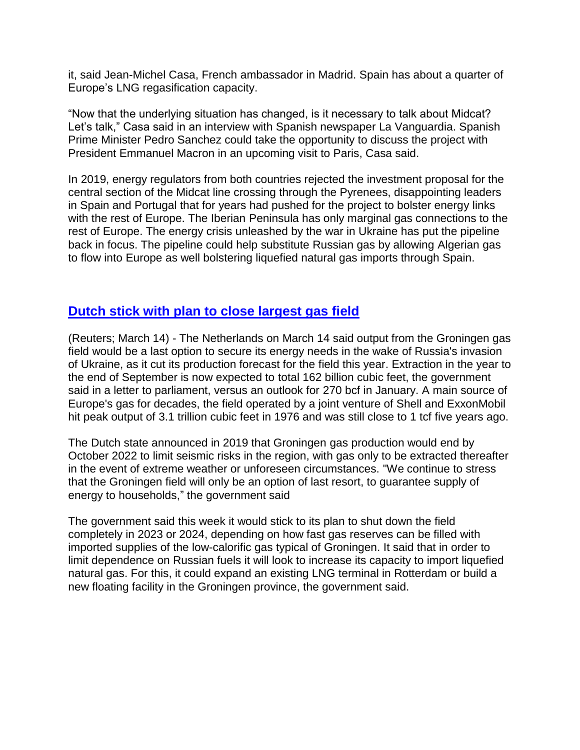it, said Jean-Michel Casa, French ambassador in Madrid. Spain has about a quarter of Europe's LNG regasification capacity.

"Now that the underlying situation has changed, is it necessary to talk about Midcat? Let's talk," Casa said in an interview with Spanish newspaper La Vanguardia. Spanish Prime Minister Pedro Sanchez could take the opportunity to discuss the project with President Emmanuel Macron in an upcoming visit to Paris, Casa said.

In 2019, energy regulators from both countries rejected the investment proposal for the central section of the Midcat line crossing through the Pyrenees, disappointing leaders in Spain and Portugal that for years had pushed for the project to bolster energy links with the rest of Europe. The Iberian Peninsula has only marginal gas connections to the rest of Europe. The energy crisis unleashed by the war in Ukraine has put the pipeline back in focus. The pipeline could help substitute Russian gas by allowing Algerian gas to flow into Europe as well bolstering liquefied natural gas imports through Spain.

## Dutch stick with plan to close largest gas field

(Reuters; March 14) - The Netherlands on March 14 said output from the Groningen gas field would be a last option to secure its energy needs in the wake of Russia's invasion of Ukraine, as it cut its production forecast for the field this year. Extraction in the year to the end of September is now expected to total 162 billion cubic feet, the government said in a letter to parliament, versus an outlook for 270 bcf in January. A main source of Europe's gas for decades, the field operated by a joint venture of Shell and ExxonMobil hit peak output of 3.1 trillion cubic feet in 1976 and was still close to 1 tcf five years ago.

The Dutch state announced in 2019 that Groningen gas production would end by October 2022 to limit seismic risks in the region, with gas only to be extracted thereafter in the event of extreme weather or unforeseen circumstances. "We continue to stress that the Groningen field will only be an option of last resort, to guarantee supply of energy to households," the government said

The government said this week it would stick to its plan to shut down the field completely in 2023 or 2024, depending on how fast gas reserves can be filled with imported supplies of the low-calorific gas typical of Groningen. It said that in order to limit dependence on Russian fuels it will look to increase its capacity to import liquefied natural gas. For this, it could expand an existing LNG terminal in Rotterdam or build a new floating facility in the Groningen province, the government said.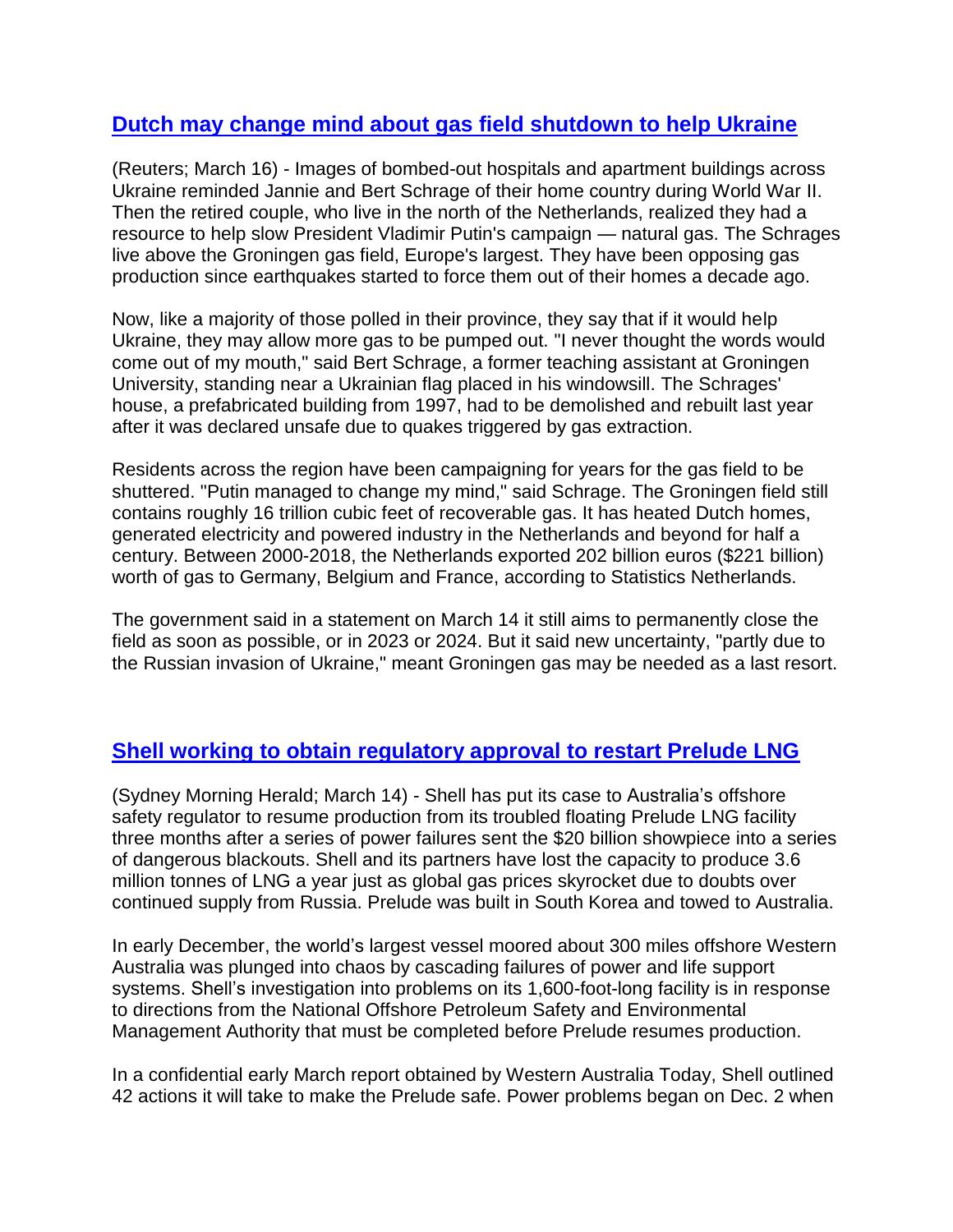## Dutch may change mind about gas field shutdown to help Ukraine

(Reuters; March 16) - Images of bombed-out hospitals and apartment buildings across Ukraine reminded Jannie and Bert Schrage of their home country during World War II. Then the retired couple, who live in the north of the Netherlands, realized they had a resource to help slow President Vladimir Putin's campaign — natural gas. The Schrages live above the Groningen gas field, Europe's largest. They have been opposing gas production since earthquakes started to force them out of their homes a decade ago.

Now, like a majority of those polled in their province, they say that if it would help Ukraine, they may allow more gas to be pumped out. "I never thought the words would come out of my mouth," said Bert Schrage, a former teaching assistant at Groningen University, standing near a Ukrainian flag placed in his windowsill. The Schrages' house, a prefabricated building from 1997, had to be demolished and rebuilt last year after it was declared unsafe due to quakes triggered by gas extraction.

Residents across the region have been campaigning for years for the gas field to be shuttered. "Putin managed to change my mind," said Schrage. The Groningen field still contains roughly 16 trillion cubic feet of recoverable gas. It has heated Dutch homes, generated electricity and powered industry in the Netherlands and beyond for half a century. Between 2000-2018, the Netherlands exported 202 billion euros ($221 billion) worth of gas to Germany, Belgium and France, according to Statistics Netherlands.

The government said in a statement on March 14 it still aims to permanently close the field as soon as possible, or in 2023 or 2024. But it said new uncertainty, "partly due to the Russian invasion of Ukraine," meant Groningen gas may be needed as a last resort.

## Shell working to obtain regulatory approval to restart Prelude LNG

(Sydney Morning Herald; March 14) - Shell has put its case to Australia's offshore safety regulator to resume production from its troubled floating Prelude LNG facility three months after a series of power failures sent the $20 billion showpiece into a series of dangerous blackouts. Shell and its partners have lost the capacity to produce 3.6 million tonnes of LNG a year just as global gas prices skyrocket due to doubts over continued supply from Russia. Prelude was built in South Korea and towed to Australia.

In early December, the world's largest vessel moored about 300 miles offshore Western Australia was plunged into chaos by cascading failures of power and life support systems. Shell's investigation into problems on its 1,600-foot-long facility is in response to directions from the National Offshore Petroleum Safety and Environmental Management Authority that must be completed before Prelude resumes production.

In a confidential early March report obtained by Western Australia Today, Shell outlined 42 actions it will take to make the Prelude safe. Power problems began on Dec. 2 when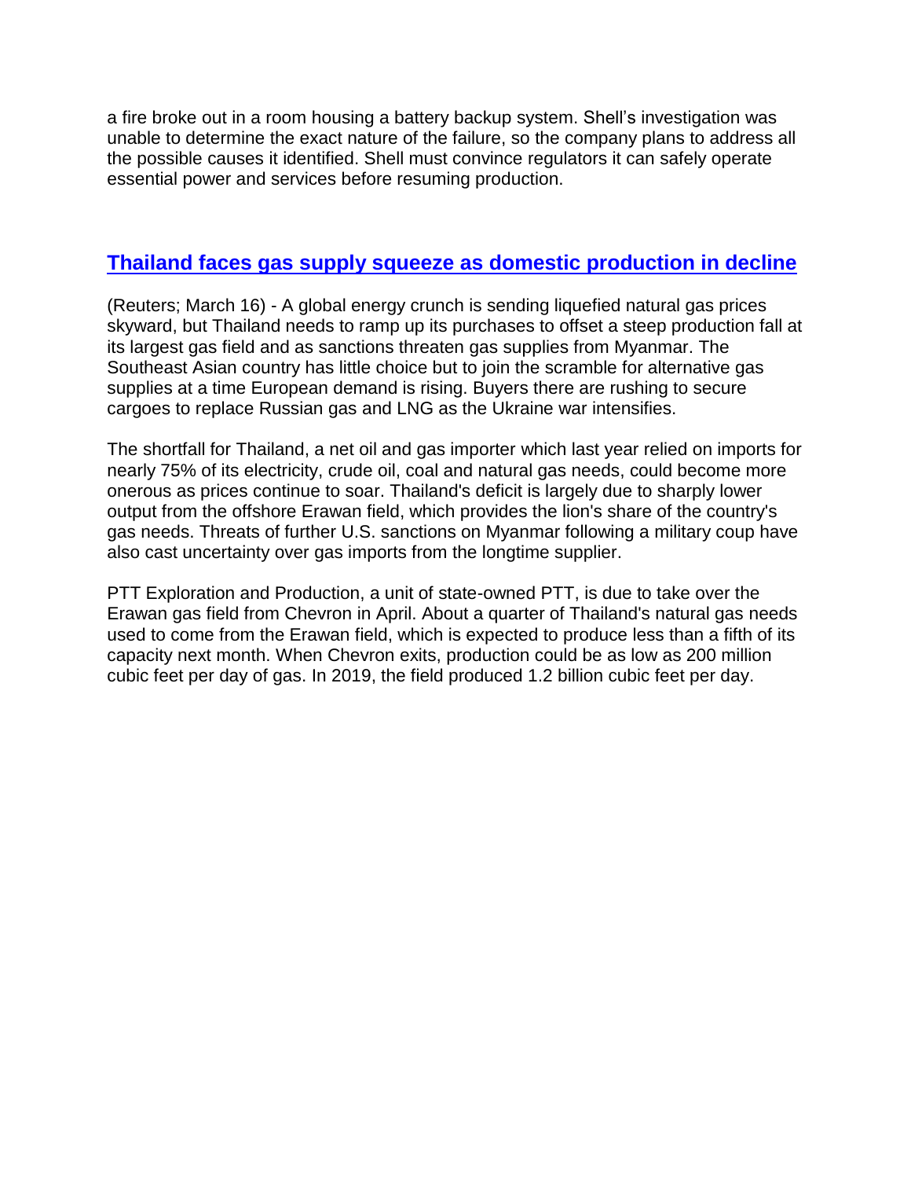a fire broke out in a room housing a battery backup system. Shell's investigation was unable to determine the exact nature of the failure, so the company plans to address all the possible causes it identified. Shell must convince regulators it can safely operate essential power and services before resuming production.

## Thailand faces gas supply squeeze as domestic production in decline

(Reuters; March 16) - A global energy crunch is sending liquefied natural gas prices skyward, but Thailand needs to ramp up its purchases to offset a steep production fall at its largest gas field and as sanctions threaten gas supplies from Myanmar. The Southeast Asian country has little choice but to join the scramble for alternative gas supplies at a time European demand is rising. Buyers there are rushing to secure cargoes to replace Russian gas and LNG as the Ukraine war intensifies.

The shortfall for Thailand, a net oil and gas importer which last year relied on imports for nearly 75% of its electricity, crude oil, coal and natural gas needs, could become more onerous as prices continue to soar. Thailand's deficit is largely due to sharply lower output from the offshore Erawan field, which provides the lion's share of the country's gas needs. Threats of further U.S. sanctions on Myanmar following a military coup have also cast uncertainty over gas imports from the longtime supplier.

PTT Exploration and Production, a unit of state-owned PTT, is due to take over the Erawan gas field from Chevron in April. About a quarter of Thailand's natural gas needs used to come from the Erawan field, which is expected to produce less than a fifth of its capacity next month. When Chevron exits, production could be as low as 200 million cubic feet per day of gas. In 2019, the field produced 1.2 billion cubic feet per day.